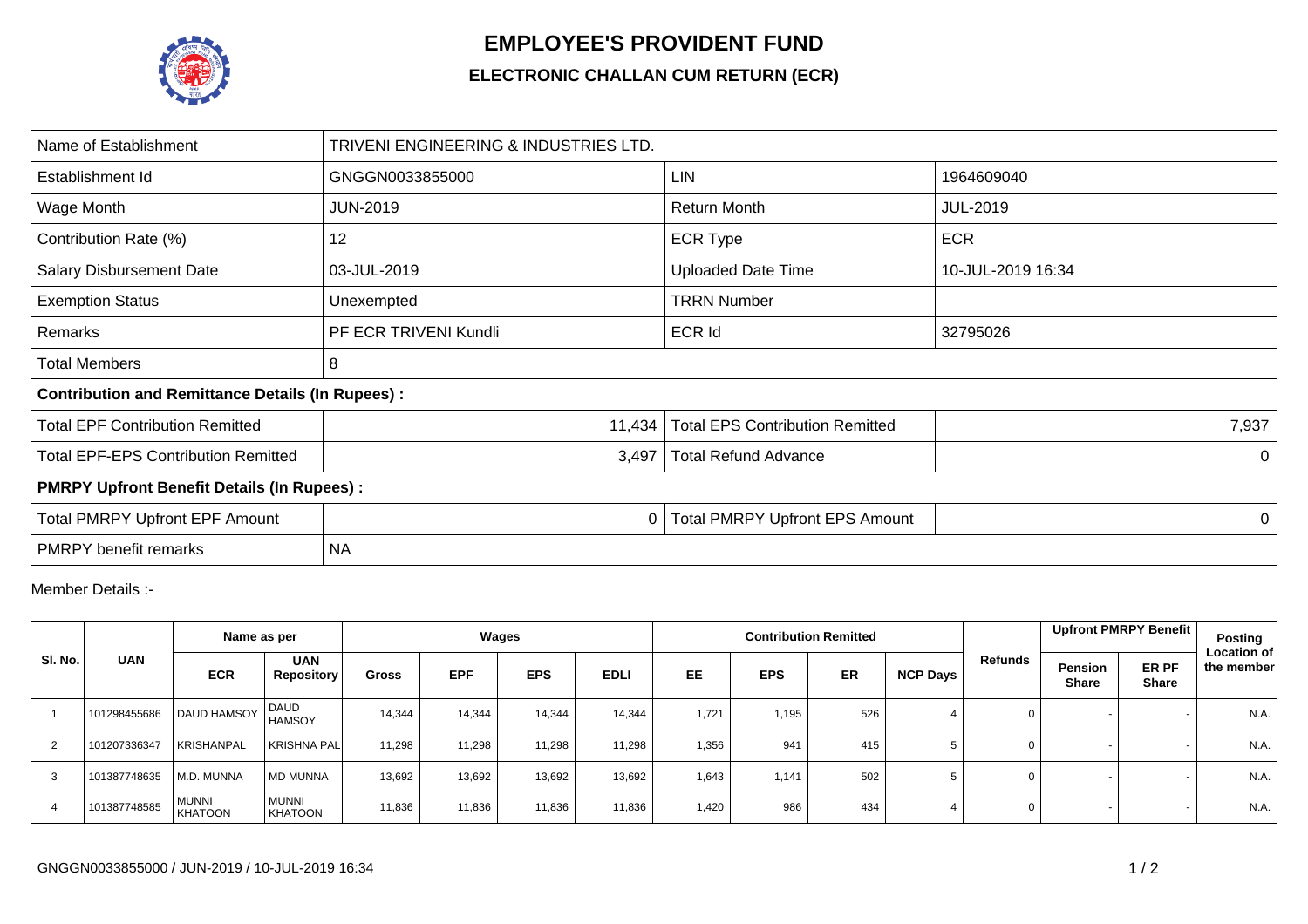# EMPLOYEE'S PROVIDENT FUND

## ELECTRONIC CHALLAN CUM RETURN (ECR)

| Name of Establishment | TRIVENI ENGINEERING & INDUSTRIES LTD. | | |
|---|---|---|---|
| Establishment Id | GNGGN0033855000 | LIN | 1964609040 |
| Wage Month | JUN-2019 | Return Month | JUL-2019 |
| Contribution Rate (%) | 12 | ECR Type | ECR |
| Salary Disbursement Date | 03-JUL-2019 | Uploaded Date Time | 10-JUL-2019 16:34 |
| Exemption Status | Unexempted | TRRN Number | |
| Remarks | PF ECR TRIVENI Kundli | ECR Id | 32795026 |
| Total Members | 8 | | |
| **Contribution and Remittance Details (In Rupees) :** | | | |
| Total EPF Contribution Remitted | 11,434 | Total EPS Contribution Remitted | 7,937 |
| Total EPF-EPS Contribution Remitted | 3,497 | Total Refund Advance | 0 |
| **PMRPY Upfront Benefit Details (In Rupees) :** | | | |
| Total PMRPY Upfront EPF Amount | 0 | Total PMRPY Upfront EPS Amount | 0 |
| PMRPY benefit remarks | NA | | |

Member Details :-

| Sl. No. | UAN | Name as per | | Wages | | | | Contribution Remitted | | | | Refunds | Upfront PMRPY Benefit | | Posting Location of the member |
|---|---|---|---|---|---|---|---|---|---|---|---|---|---|---|---|
| | | ECR | UAN Repository | Gross | EPF | EPS | EDLI | EE | EPS | ER | NCP Days | | Pension Share | ER PF Share | |
| 1 | 101298455686 | DAUD HAMSOY | DAUD HAMSOY | 14,344 | 14,344 | 14,344 | 14,344 | 1,721 | 1,195 | 526 | 4 | 0 | - | - | N.A. |
| 2 | 101207336347 | KRISHANPAL | KRISHNA PAL | 11,298 | 11,298 | 11,298 | 11,298 | 1,356 | 941 | 415 | 5 | 0 | - | - | N.A. |
| 3 | 101387748635 | M.D. MUNNA | MD MUNNA | 13,692 | 13,692 | 13,692 | 13,692 | 1,643 | 1,141 | 502 | 5 | 0 | - | - | N.A. |
| 4 | 101387748585 | MUNNI KHATOON | MUNNI KHATOON | 11,836 | 11,836 | 11,836 | 11,836 | 1,420 | 986 | 434 | 4 | 0 | - | - | N.A. |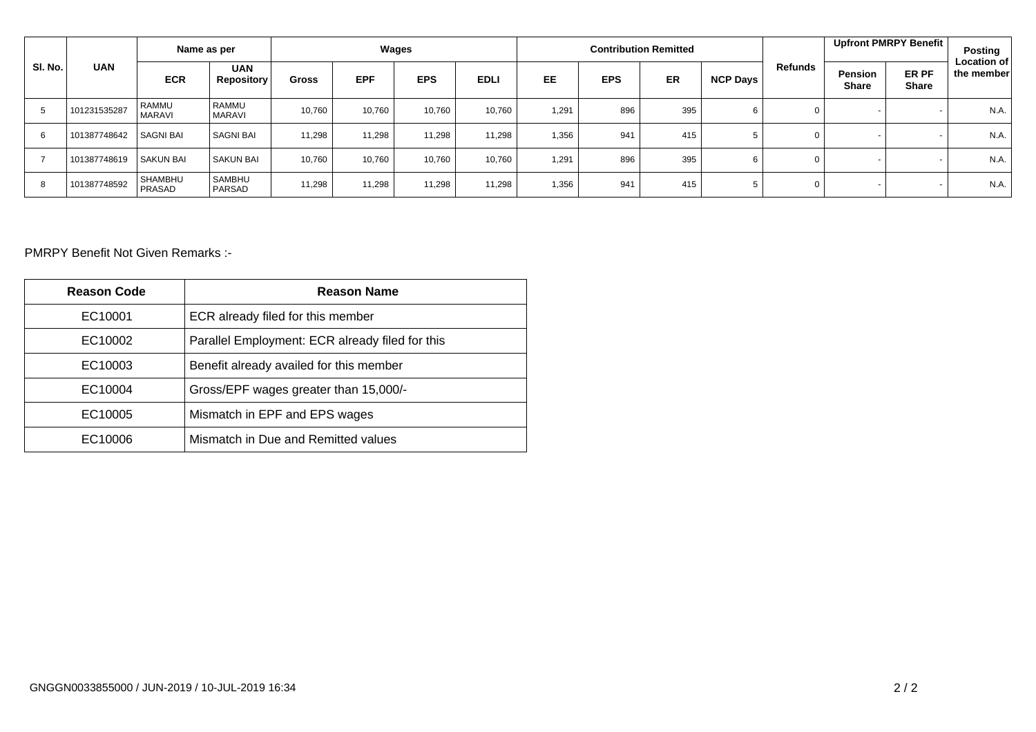| Sl. No. | UAN | Name as per | | Wages | | | | Contribution Remitted | | | | Refunds | Upfront PMRPY Benefit | | Posting Location of the member |
|---|---|---|---|---|---|---|---|---|---|---|---|---|---|---|---|
| | | ECR | UAN Repository | Gross | EPF | EPS | EDLI | EE | EPS | ER | NCP Days | | Pension Share | ER PF Share | |
| 5 | 101231535287 | RAMMU MARAVI | RAMMU MARAVI | 10,760 | 10,760 | 10,760 | 10,760 | 1,291 | 896 | 395 | 6 | 0 | - | - | N.A. |
| 6 | 101387748642 | SAGNI BAI | SAGNI BAI | 11,298 | 11,298 | 11,298 | 11,298 | 1,356 | 941 | 415 | 5 | 0 | - | - | N.A. |
| 7 | 101387748619 | SAKUN BAI | SAKUN BAI | 10,760 | 10,760 | 10,760 | 10,760 | 1,291 | 896 | 395 | 6 | 0 | - | - | N.A. |
| 8 | 101387748592 | SHAMBHU PRASAD | SAMBHU PARSAD | 11,298 | 11,298 | 11,298 | 11,298 | 1,356 | 941 | 415 | 5 | 0 | - | - | N.A. |

PMRPY Benefit Not Given Remarks :-

| Reason Code | Reason Name |
|---|---|
| EC10001 | ECR already filed for this member |
| EC10002 | Parallel Employment: ECR already filed for this |
| EC10003 | Benefit already availed for this member |
| EC10004 | Gross/EPF wages greater than 15,000/- |
| EC10005 | Mismatch in EPF and EPS wages |
| EC10006 | Mismatch in Due and Remitted values |

GNGGN0033855000 / JUN-2019 / 10-JUL-2019 16:34